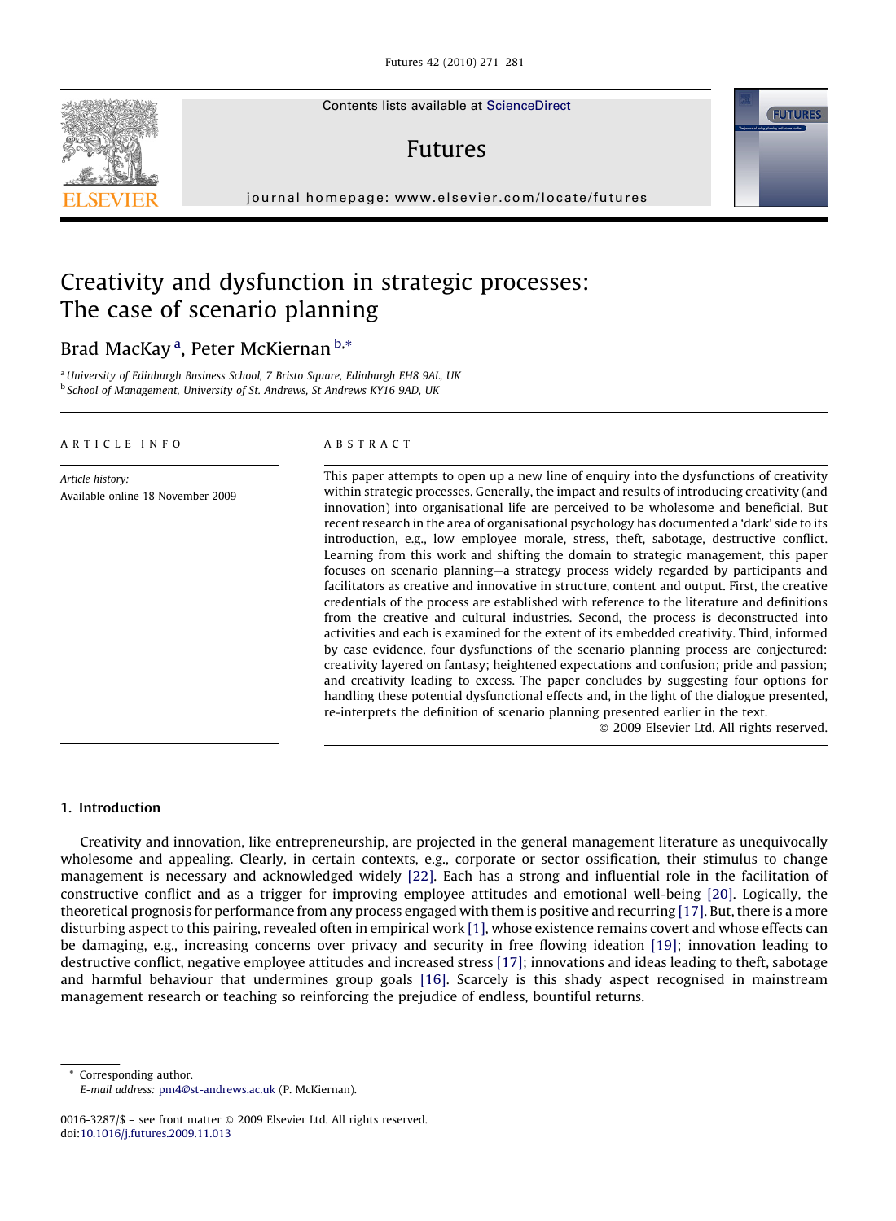# Creativity and dysfunction in strategic processes: The case of scenario planning

Brad MacKay [a], Peter McKiernan [b,*]

[a] University of Edinburgh Business School, 7 Bristo Square, Edinburgh EH8 9AL, UK
[b] School of Management, University of St. Andrews, St Andrews KY16 9AD, UK

**ARTICLE INFO**

*Article history:*
Available online 18 November 2009

**ABSTRACT**

This paper attempts to open up a new line of enquiry into the dysfunctions of creativity within strategic processes. Generally, the impact and results of introducing creativity (and innovation) into organisational life are perceived to be wholesome and beneficial. But recent research in the area of organisational psychology has documented a 'dark' side to its introduction, e.g., low employee morale, stress, theft, sabotage, destructive conflict. Learning from this work and shifting the domain to strategic management, this paper focuses on scenario planning—a strategy process widely regarded by participants and facilitators as creative and innovative in structure, content and output. First, the creative credentials of the process are established with reference to the literature and definitions from the creative and cultural industries. Second, the process is deconstructed into activities and each is examined for the extent of its embedded creativity. Third, informed by case evidence, four dysfunctions of the scenario planning process are conjectured: creativity layered on fantasy; heightened expectations and confusion; pride and passion; and creativity leading to excess. The paper concludes by suggesting four options for handling these potential dysfunctional effects and, in the light of the dialogue presented, re-interprets the definition of scenario planning presented earlier in the text.

© 2009 Elsevier Ltd. All rights reserved.

## 1. Introduction

Creativity and innovation, like entrepreneurship, are projected in the general management literature as unequivocally wholesome and appealing. Clearly, in certain contexts, e.g., corporate or sector ossification, their stimulus to change management is necessary and acknowledged widely [22]. Each has a strong and influential role in the facilitation of constructive conflict and as a trigger for improving employee attitudes and emotional well-being [20]. Logically, the theoretical prognosis for performance from any process engaged with them is positive and recurring [17]. But, there is a more disturbing aspect to this pairing, revealed often in empirical work [1], whose existence remains covert and whose effects can be damaging, e.g., increasing concerns over privacy and security in free flowing ideation [19]; innovation leading to destructive conflict, negative employee attitudes and increased stress [17]; innovations and ideas leading to theft, sabotage and harmful behaviour that undermines group goals [16]. Scarcely is this shady aspect recognised in mainstream management research or teaching so reinforcing the prejudice of endless, bountiful returns.

---

* Corresponding author.
*E-mail address:* pm4@st-andrews.ac.uk (P. McKiernan).

0016-3287/$ – see front matter © 2009 Elsevier Ltd. All rights reserved.
doi:10.1016/j.futures.2009.11.013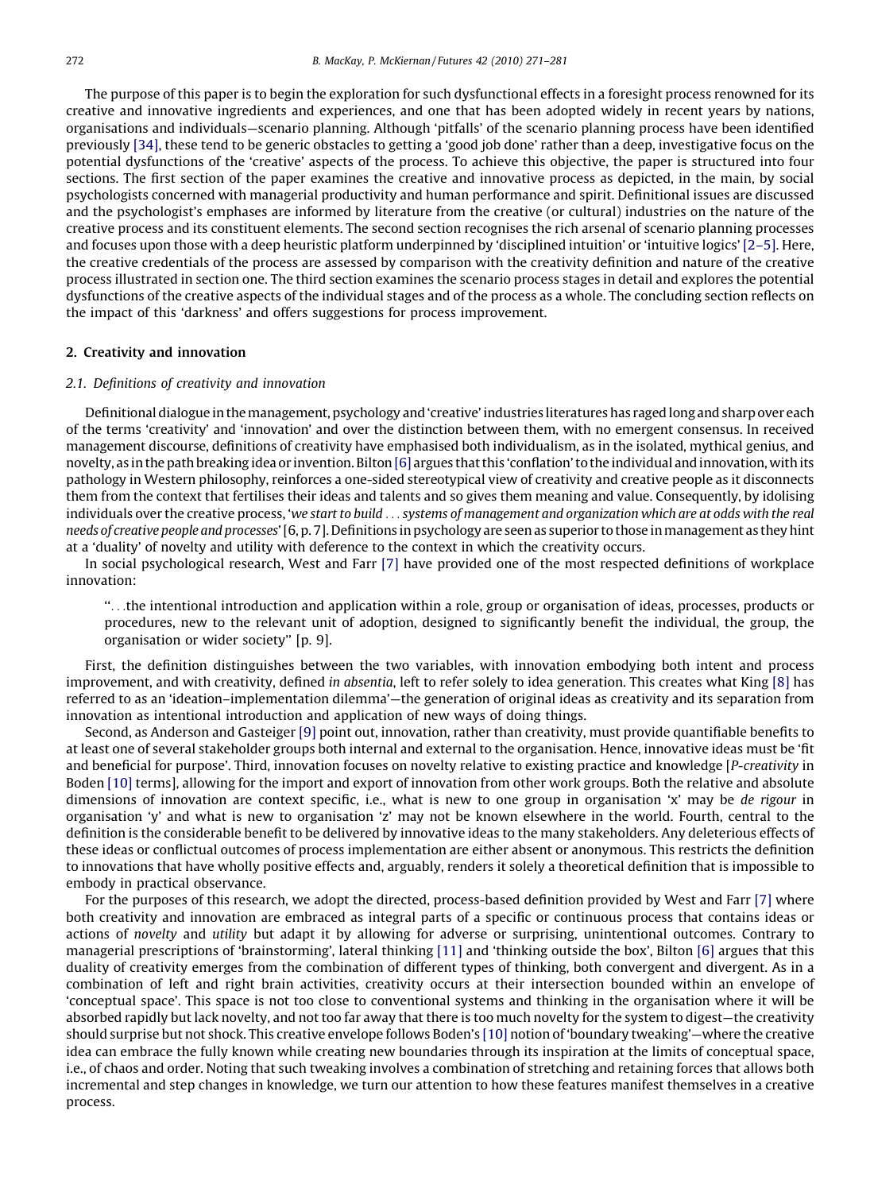The purpose of this paper is to begin the exploration for such dysfunctional effects in a foresight process renowned for its creative and innovative ingredients and experiences, and one that has been adopted widely in recent years by nations, organisations and individuals—scenario planning. Although 'pitfalls' of the scenario planning process have been identified previously [34], these tend to be generic obstacles to getting a 'good job done' rather than a deep, investigative focus on the potential dysfunctions of the 'creative' aspects of the process. To achieve this objective, the paper is structured into four sections. The first section of the paper examines the creative and innovative process as depicted, in the main, by social psychologists concerned with managerial productivity and human performance and spirit. Definitional issues are discussed and the psychologist's emphases are informed by literature from the creative (or cultural) industries on the nature of the creative process and its constituent elements. The second section recognises the rich arsenal of scenario planning processes and focuses upon those with a deep heuristic platform underpinned by 'disciplined intuition' or 'intuitive logics' [2–5]. Here, the creative credentials of the process are assessed by comparison with the creativity definition and nature of the creative process illustrated in section one. The third section examines the scenario process stages in detail and explores the potential dysfunctions of the creative aspects of the individual stages and of the process as a whole. The concluding section reflects on the impact of this 'darkness' and offers suggestions for process improvement.

## 2. Creativity and innovation

### 2.1. Definitions of creativity and innovation

Definitional dialogue in the management, psychology and 'creative' industries literatures has raged long and sharp over each of the terms 'creativity' and 'innovation' and over the distinction between them, with no emergent consensus. In received management discourse, definitions of creativity have emphasised both individualism, as in the isolated, mythical genius, and novelty, as in the path breaking idea or invention. Bilton [6] argues that this 'conflation' to the individual and innovation, with its pathology in Western philosophy, reinforces a one-sided stereotypical view of creativity and creative people as it disconnects them from the context that fertilises their ideas and talents and so gives them meaning and value. Consequently, by idolising individuals over the creative process, '*we start to build . . . systems of management and organization which are at odds with the real needs of creative people and processes*' [6, p. 7]. Definitions in psychology are seen as superior to those in management as they hint at a 'duality' of novelty and utility with deference to the context in which the creativity occurs.

In social psychological research, West and Farr [7] have provided one of the most respected definitions of workplace innovation:

> ". . .the intentional introduction and application within a role, group or organisation of ideas, processes, products or procedures, new to the relevant unit of adoption, designed to significantly benefit the individual, the group, the organisation or wider society" [p. 9].

First, the definition distinguishes between the two variables, with innovation embodying both intent and process improvement, and with creativity, defined *in absentia*, left to refer solely to idea generation. This creates what King [8] has referred to as an 'ideation–implementation dilemma'—the generation of original ideas as creativity and its separation from innovation as intentional introduction and application of new ways of doing things.

Second, as Anderson and Gasteiger [9] point out, innovation, rather than creativity, must provide quantifiable benefits to at least one of several stakeholder groups both internal and external to the organisation. Hence, innovative ideas must be 'fit and beneficial for purpose'. Third, innovation focuses on novelty relative to existing practice and knowledge [*P-creativity* in Boden [10] terms], allowing for the import and export of innovation from other work groups. Both the relative and absolute dimensions of innovation are context specific, i.e., what is new to one group in organisation 'x' may be *de rigour* in organisation 'y' and what is new to organisation 'z' may not be known elsewhere in the world. Fourth, central to the definition is the considerable benefit to be delivered by innovative ideas to the many stakeholders. Any deleterious effects of these ideas or conflictual outcomes of process implementation are either absent or anonymous. This restricts the definition to innovations that have wholly positive effects and, arguably, renders it solely a theoretical definition that is impossible to embody in practical observance.

For the purposes of this research, we adopt the directed, process-based definition provided by West and Farr [7] where both creativity and innovation are embraced as integral parts of a specific or continuous process that contains ideas or actions of *novelty* and *utility* but adapt it by allowing for adverse or surprising, unintentional outcomes. Contrary to managerial prescriptions of 'brainstorming', lateral thinking [11] and 'thinking outside the box', Bilton [6] argues that this duality of creativity emerges from the combination of different types of thinking, both convergent and divergent. As in a combination of left and right brain activities, creativity occurs at their intersection bounded within an envelope of 'conceptual space'. This space is not too close to conventional systems and thinking in the organisation where it will be absorbed rapidly but lack novelty, and not too far away that there is too much novelty for the system to digest—the creativity should surprise but not shock. This creative envelope follows Boden's [10] notion of 'boundary tweaking'—where the creative idea can embrace the fully known while creating new boundaries through its inspiration at the limits of conceptual space, i.e., of chaos and order. Noting that such tweaking involves a combination of stretching and retaining forces that allows both incremental and step changes in knowledge, we turn our attention to how these features manifest themselves in a creative process.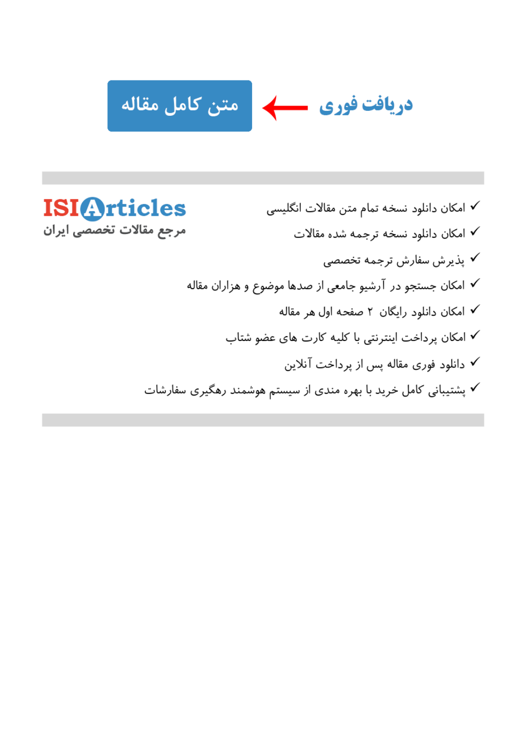متن کامل مقاله ← دریافت فوری

**ISIArticles**

مرجع مقالات تخصصی ایران

- ✓ امکان دانلود نسخه تمام متن مقالات انگلیسی
- ✓ امکان دانلود نسخه ترجمه شده مقالات
- ✓ پذیرش سفارش ترجمه تخصصی
- ✓ امکان جستجو در آرشیو جامعی از صدها موضوع و هزاران مقاله
- ✓ امکان دانلود رایگان ۲ صفحه اول هر مقاله
- ✓ امکان پرداخت اینترنتی با کلیه کارت های عضو شتاب
- ✓ دانلود فوری مقاله پس از پرداخت آنلاین
- ✓ پشتیبانی کامل خرید با بهره مندی از سیستم هوشمند رهگیری سفارشات